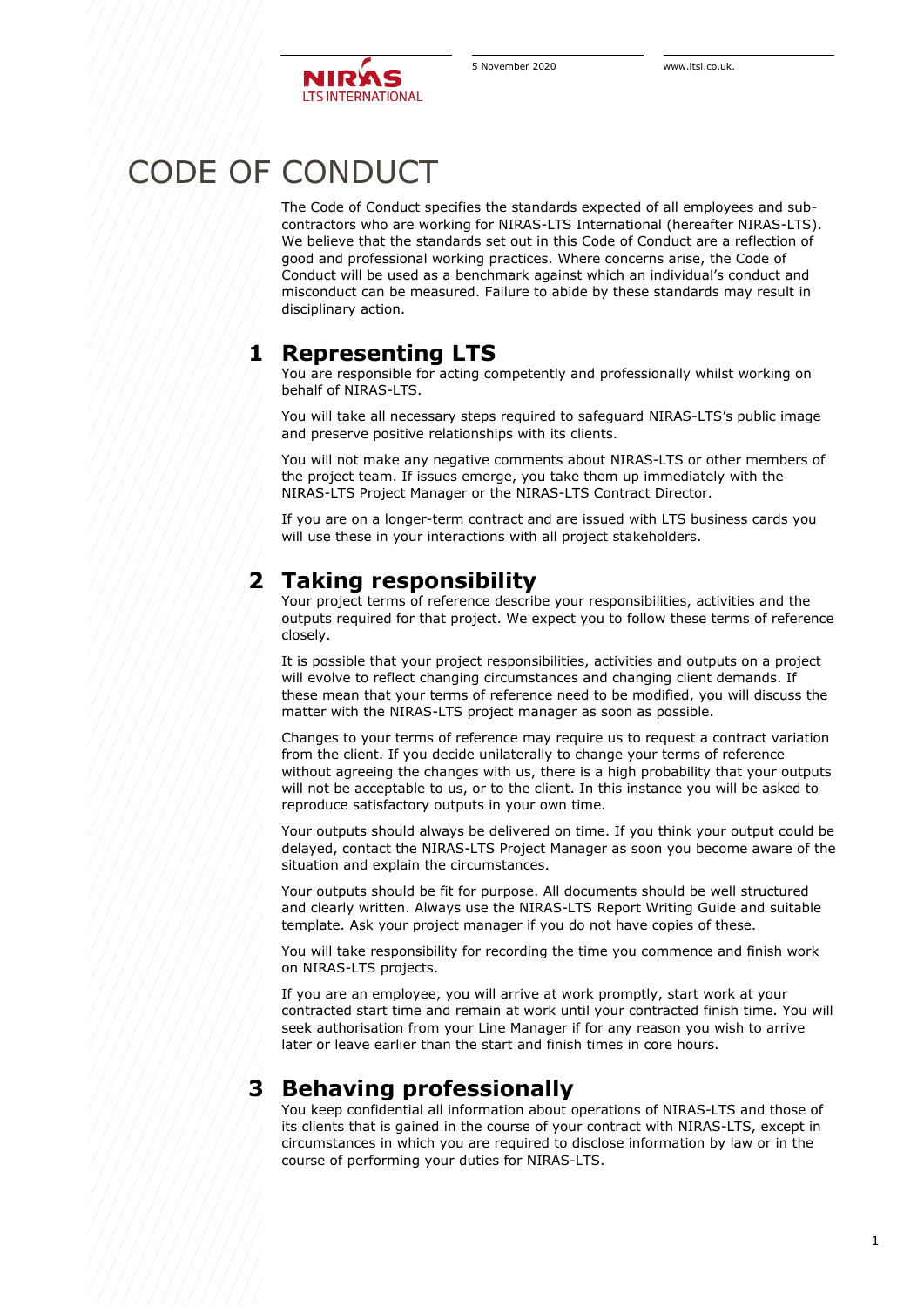# CODE OF CONDUCT

The Code of Conduct specifies the standards expected of all employees and sub-contractors who are working for NIRAS-LTS International (hereafter NIRAS-LTS). We believe that the standards set out in this Code of Conduct are a reflection of good and professional working practices. Where concerns arise, the Code of Conduct will be used as a benchmark against which an individual's conduct and misconduct can be measured. Failure to abide by these standards may result in disciplinary action.

## 1 Representing LTS

You are responsible for acting competently and professionally whilst working on behalf of NIRAS-LTS.

You will take all necessary steps required to safeguard NIRAS-LTS's public image and preserve positive relationships with its clients.

You will not make any negative comments about NIRAS-LTS or other members of the project team. If issues emerge, you take them up immediately with the NIRAS-LTS Project Manager or the NIRAS-LTS Contract Director.

If you are on a longer-term contract and are issued with LTS business cards you will use these in your interactions with all project stakeholders.

## 2 Taking responsibility

Your project terms of reference describe your responsibilities, activities and the outputs required for that project. We expect you to follow these terms of reference closely.

It is possible that your project responsibilities, activities and outputs on a project will evolve to reflect changing circumstances and changing client demands. If these mean that your terms of reference need to be modified, you will discuss the matter with the NIRAS-LTS project manager as soon as possible.

Changes to your terms of reference may require us to request a contract variation from the client. If you decide unilaterally to change your terms of reference without agreeing the changes with us, there is a high probability that your outputs will not be acceptable to us, or to the client. In this instance you will be asked to reproduce satisfactory outputs in your own time.

Your outputs should always be delivered on time. If you think your output could be delayed, contact the NIRAS-LTS Project Manager as soon you become aware of the situation and explain the circumstances.

Your outputs should be fit for purpose. All documents should be well structured and clearly written. Always use the NIRAS-LTS Report Writing Guide and suitable template. Ask your project manager if you do not have copies of these.

You will take responsibility for recording the time you commence and finish work on NIRAS-LTS projects.

If you are an employee, you will arrive at work promptly, start work at your contracted start time and remain at work until your contracted finish time. You will seek authorisation from your Line Manager if for any reason you wish to arrive later or leave earlier than the start and finish times in core hours.

## 3 Behaving professionally

You keep confidential all information about operations of NIRAS-LTS and those of its clients that is gained in the course of your contract with NIRAS-LTS, except in circumstances in which you are required to disclose information by law or in the course of performing your duties for NIRAS-LTS.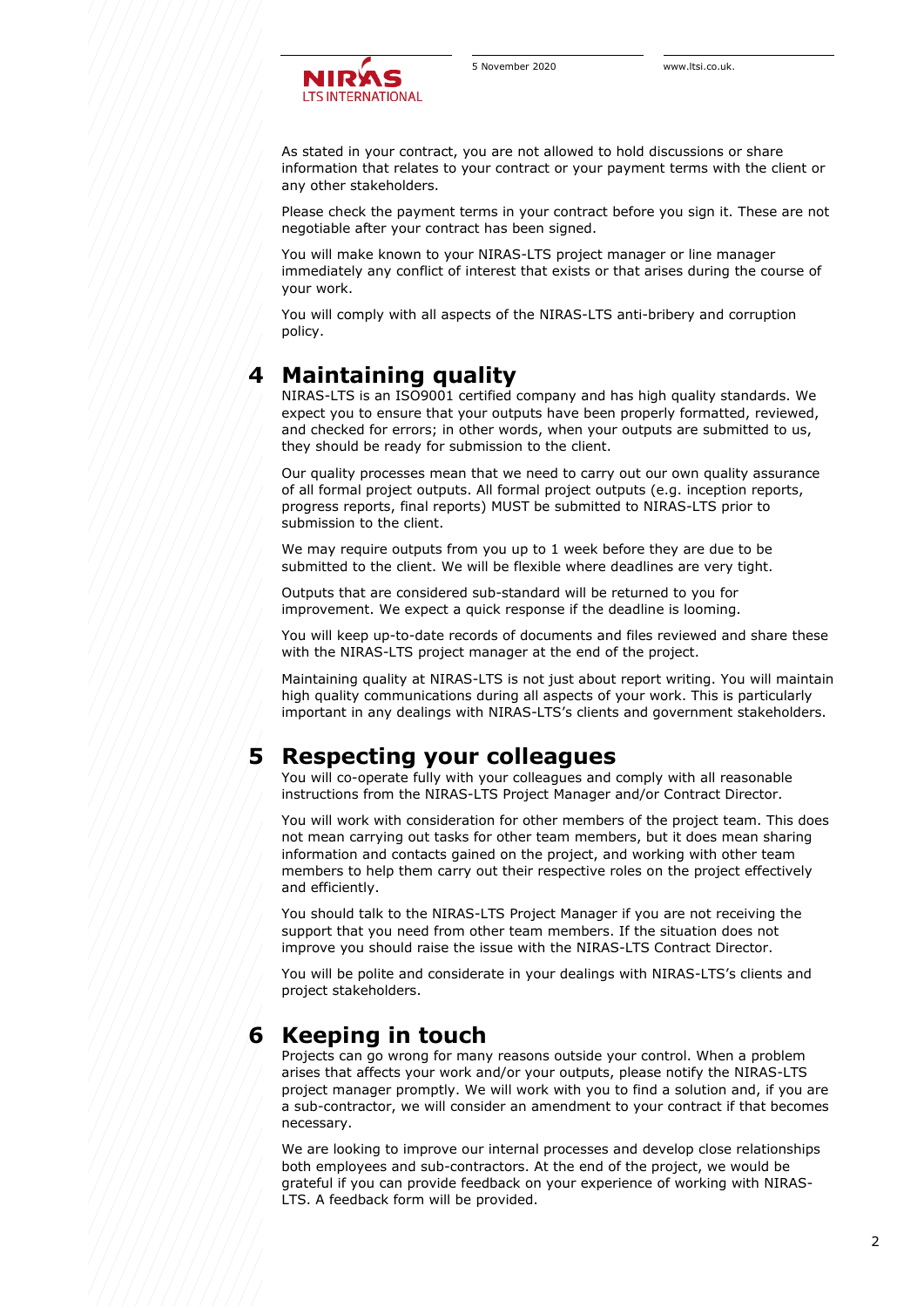As stated in your contract, you are not allowed to hold discussions or share information that relates to your contract or your payment terms with the client or any other stakeholders.

Please check the payment terms in your contract before you sign it. These are not negotiable after your contract has been signed.

You will make known to your NIRAS-LTS project manager or line manager immediately any conflict of interest that exists or that arises during the course of your work.

You will comply with all aspects of the NIRAS-LTS anti-bribery and corruption policy.

# 4 Maintaining quality

NIRAS-LTS is an ISO9001 certified company and has high quality standards. We expect you to ensure that your outputs have been properly formatted, reviewed, and checked for errors; in other words, when your outputs are submitted to us, they should be ready for submission to the client.

Our quality processes mean that we need to carry out our own quality assurance of all formal project outputs. All formal project outputs (e.g. inception reports, progress reports, final reports) MUST be submitted to NIRAS-LTS prior to submission to the client.

We may require outputs from you up to 1 week before they are due to be submitted to the client. We will be flexible where deadlines are very tight.

Outputs that are considered sub-standard will be returned to you for improvement. We expect a quick response if the deadline is looming.

You will keep up-to-date records of documents and files reviewed and share these with the NIRAS-LTS project manager at the end of the project.

Maintaining quality at NIRAS-LTS is not just about report writing. You will maintain high quality communications during all aspects of your work. This is particularly important in any dealings with NIRAS-LTS's clients and government stakeholders.

# 5 Respecting your colleagues

You will co-operate fully with your colleagues and comply with all reasonable instructions from the NIRAS-LTS Project Manager and/or Contract Director.

You will work with consideration for other members of the project team. This does not mean carrying out tasks for other team members, but it does mean sharing information and contacts gained on the project, and working with other team members to help them carry out their respective roles on the project effectively and efficiently.

You should talk to the NIRAS-LTS Project Manager if you are not receiving the support that you need from other team members. If the situation does not improve you should raise the issue with the NIRAS-LTS Contract Director.

You will be polite and considerate in your dealings with NIRAS-LTS's clients and project stakeholders.

# 6 Keeping in touch

Projects can go wrong for many reasons outside your control. When a problem arises that affects your work and/or your outputs, please notify the NIRAS-LTS project manager promptly. We will work with you to find a solution and, if you are a sub-contractor, we will consider an amendment to your contract if that becomes necessary.

We are looking to improve our internal processes and develop close relationships both employees and sub-contractors. At the end of the project, we would be grateful if you can provide feedback on your experience of working with NIRAS-LTS. A feedback form will be provided.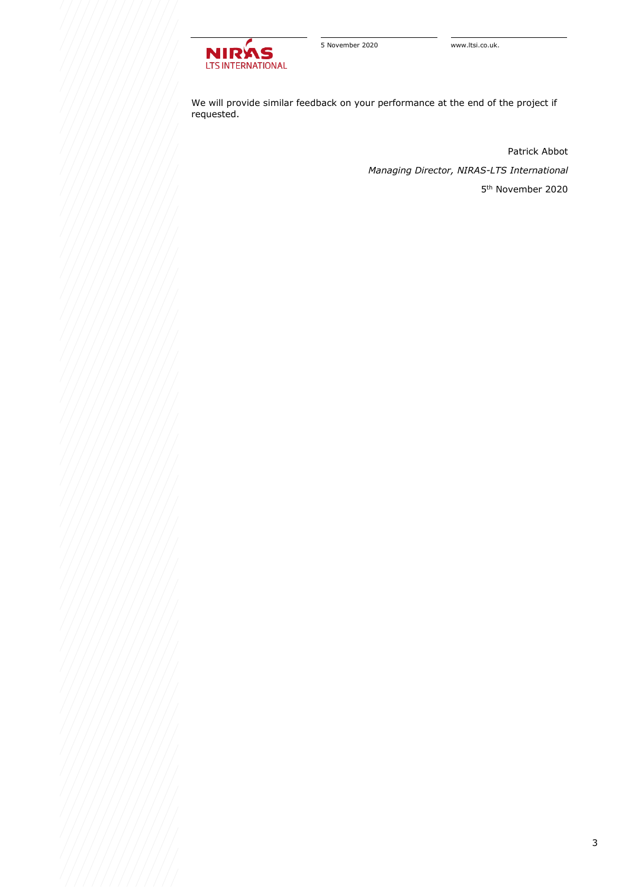We will provide similar feedback on your performance at the end of the project if requested.

Patrick Abbot

*Managing Director, NIRAS-LTS International*

5th November 2020